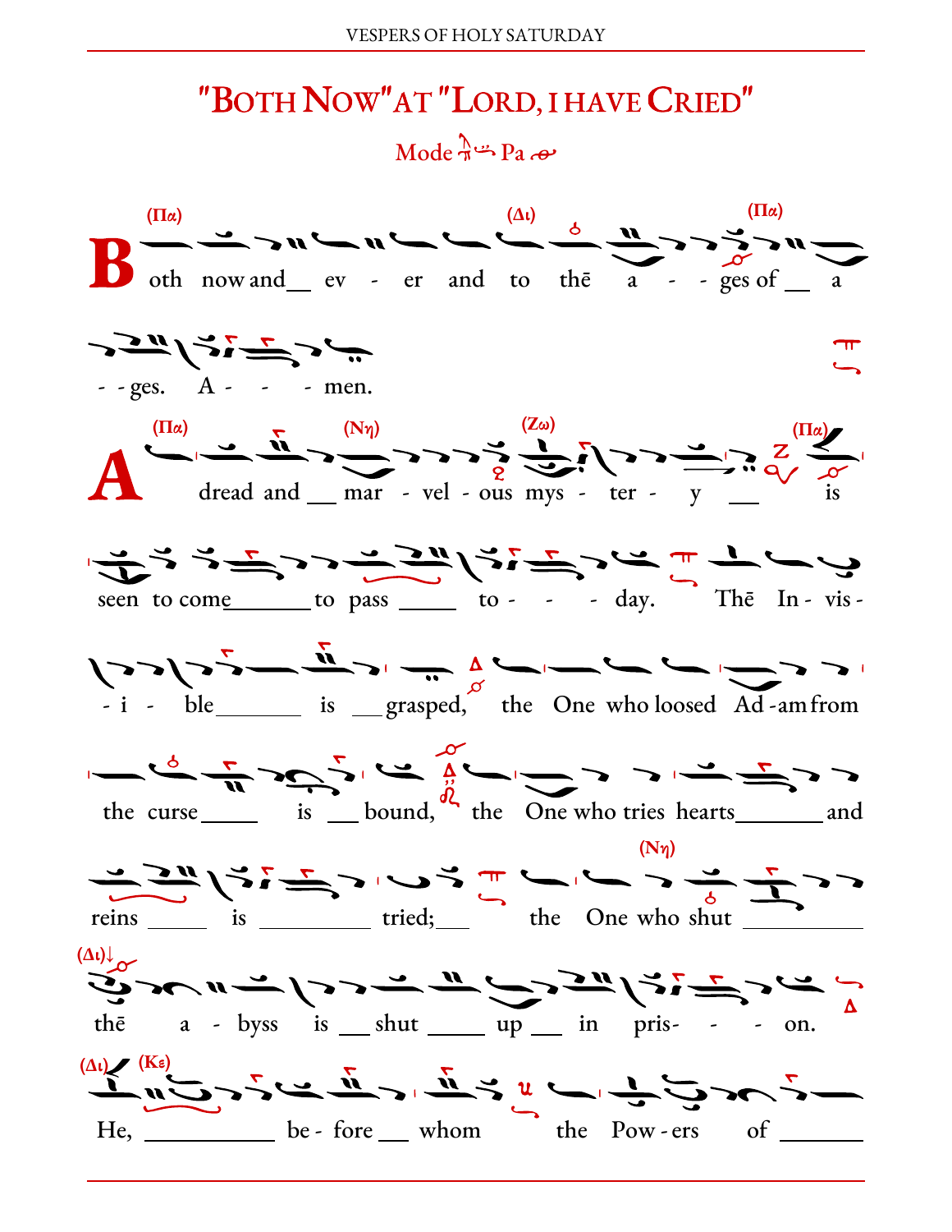# "Both Now" at "Lord, I have Cried"

Mode Pa

(Πα) (Δι) (Πα)

**B**oth now and ev - er and to thē a - - ges of a - - ges. A - - - men.

(Πα) (Νη) (Ζω) (Πα)

**A** dread and mar - vel - ous mys - ter - y is seen to come to pass to - - - day. Thē In - vis - - i - ble is grasped, the One who loosed Ad - am from the curse is bound, the One who tries hearts and reins is tried; the One who shut

(Νη)

(Δι)

thē a - byss is shut up in pris- - - on.

(Δι) (Κε)

He, be - fore whom the Pow - ers of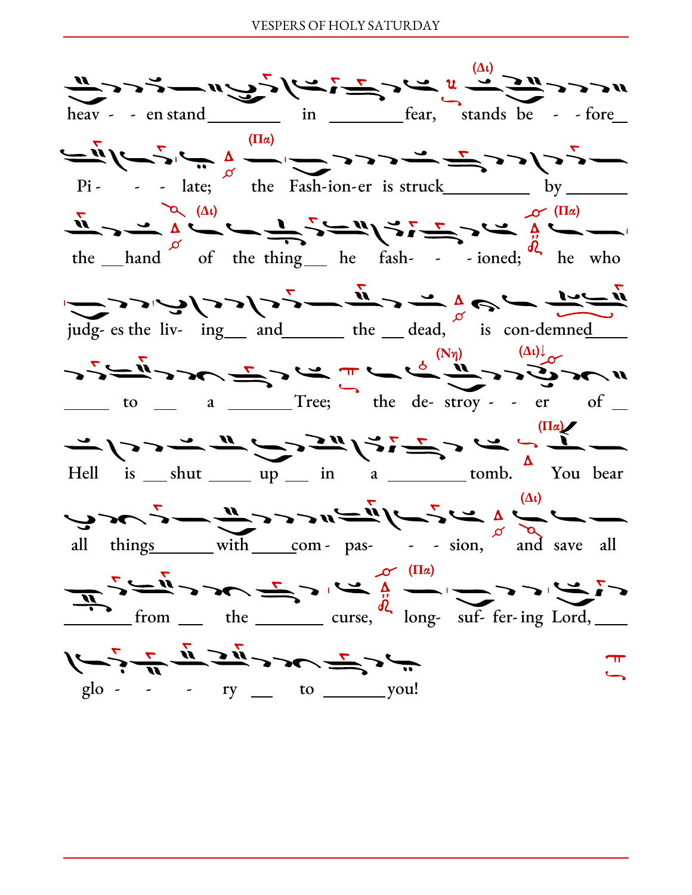heav - - en stand in fear, stands be - - fore

Pi - - - late; the Fash-ion-er is struck by

the hand of the thing he fash- - - ioned; he who

judg- es the liv- ing and the dead, is con-demned

to a Tree; the de- stroy - - er of

Hell is shut up in a tomb. You bear

all things with com - pas- - - sion, and save all

from the curse, long- suf- fer-ing Lord,

glo - - - ry to you!